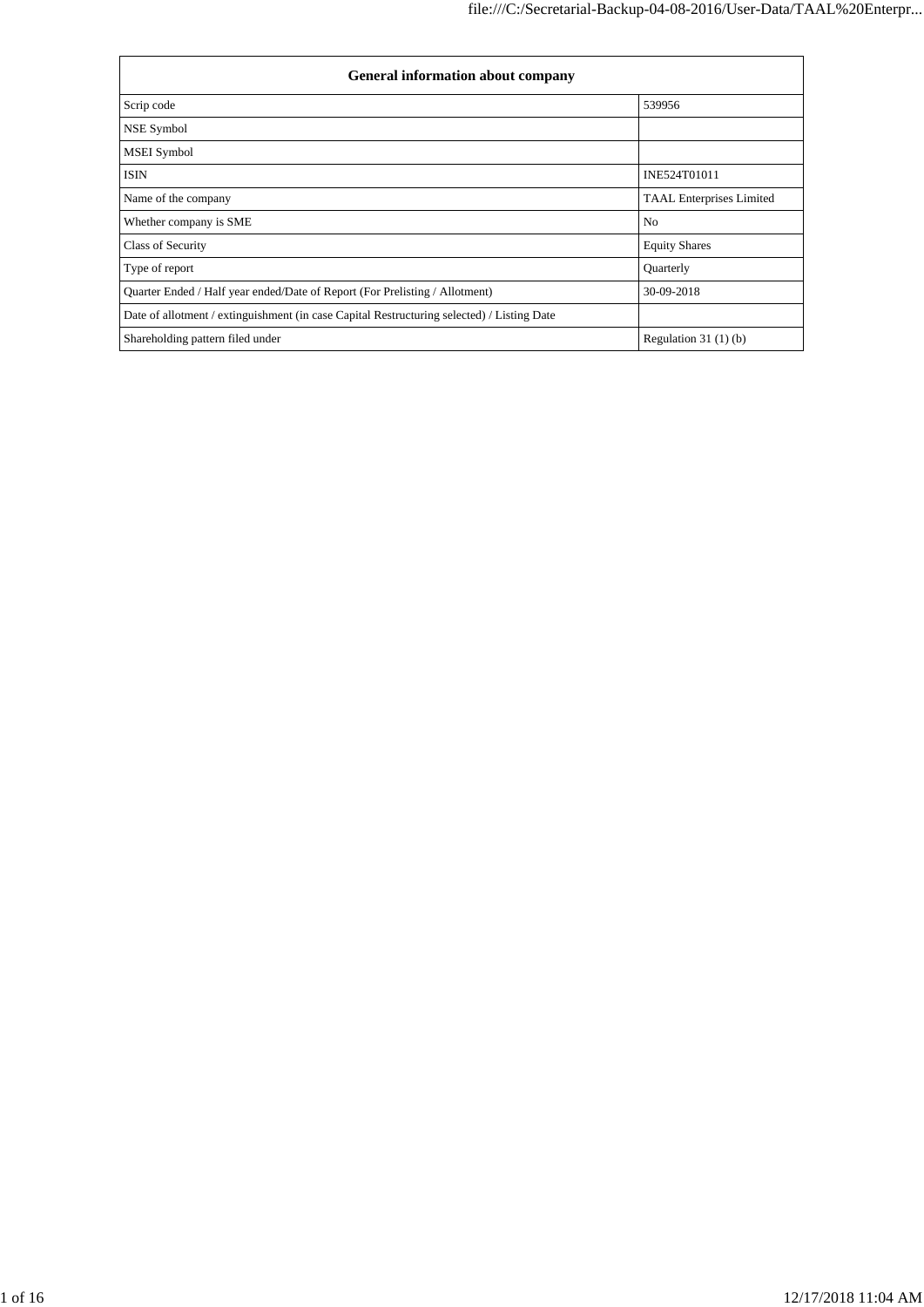| General information about company | |
|---|---|
| Scrip code | 539956 |
| NSE Symbol | |
| MSEI Symbol | |
| ISIN | INE524T01011 |
| Name of the company | TAAL Enterprises Limited |
| Whether company is SME | No |
| Class of Security | Equity Shares |
| Type of report | Quarterly |
| Quarter Ended / Half year ended/Date of Report (For Prelisting / Allotment) | 30-09-2018 |
| Date of allotment / extinguishment (in case Capital Restructuring selected) / Listing Date | |
| Shareholding pattern filed under | Regulation 31 (1) (b) |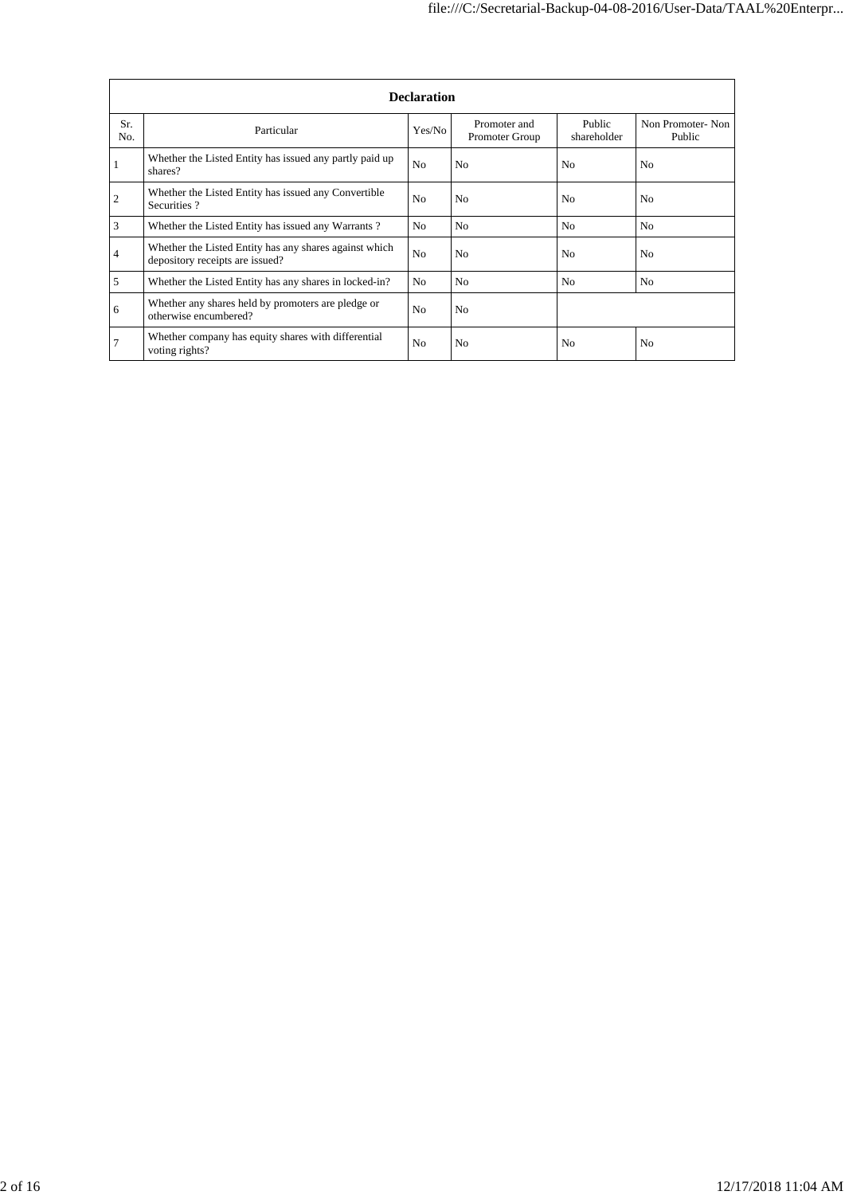| Declaration | | | | | |
|---|---|---|---|---|---|
| Sr. No. | Particular | Yes/No | Promoter and Promoter Group | Public shareholder | Non Promoter- Non Public |
| 1 | Whether the Listed Entity has issued any partly paid up shares? | No | No | No | No |
| 2 | Whether the Listed Entity has issued any Convertible Securities ? | No | No | No | No |
| 3 | Whether the Listed Entity has issued any Warrants ? | No | No | No | No |
| 4 | Whether the Listed Entity has any shares against which depository receipts are issued? | No | No | No | No |
| 5 | Whether the Listed Entity has any shares in locked-in? | No | No | No | No |
| 6 | Whether any shares held by promoters are pledge or otherwise encumbered? | No | No | | |
| 7 | Whether company has equity shares with differential voting rights? | No | No | No | No |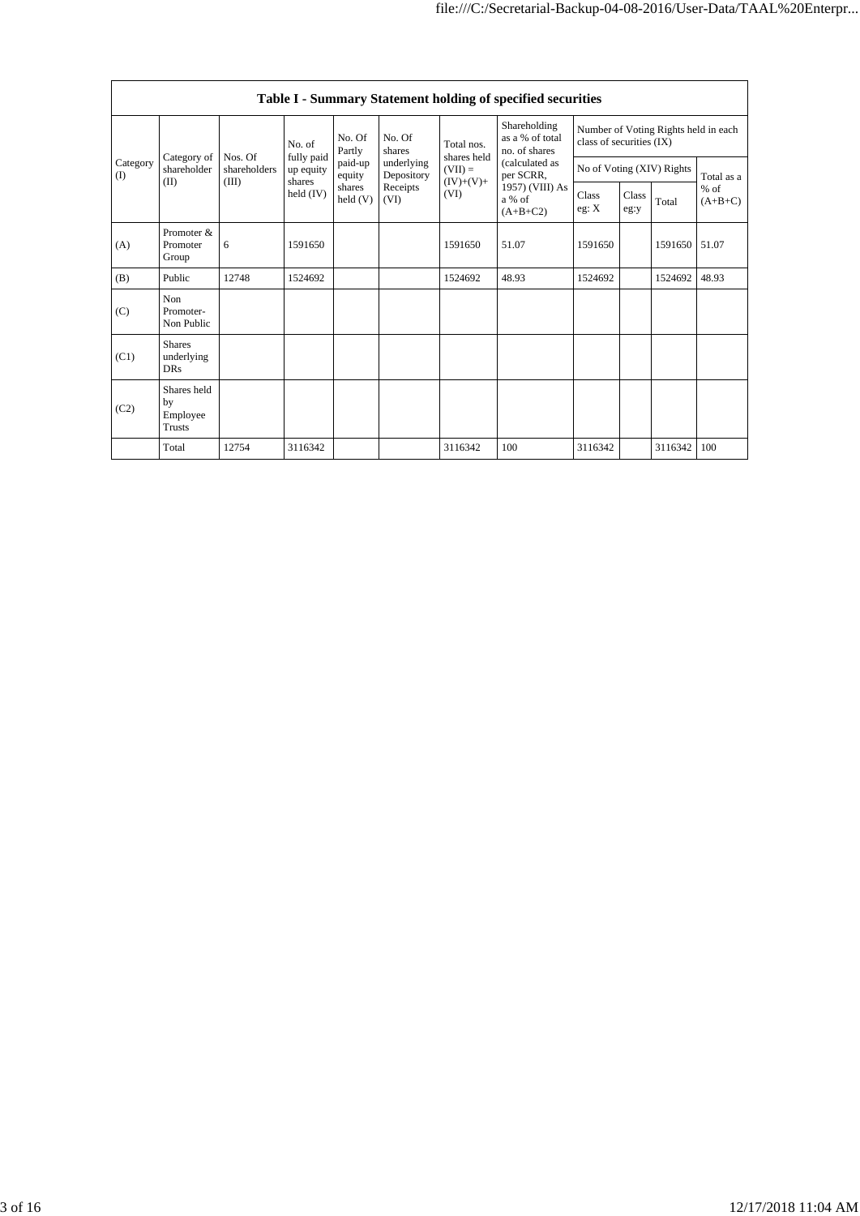| Table I - Summary Statement holding of specified securities | | | | | | | | | | | | |
|---|---|---|---|---|---|---|---|---|---|---|---|---|
| Category (I) | Category of shareholder (II) | Nos. Of shareholders (III) | No. of fully paid up equity shares held (IV) | No. Of Partly paid-up equity shares held (V) | No. Of shares underlying Depository Receipts (VI) | Total nos. shares held (VII) = (IV)+(V)+ (VI) | Shareholding as a % of total no. of shares (calculated as per SCRR, 1957) (VIII) As a % of (A+B+C2) | Number of Voting Rights held in each class of securities (IX) | | | |
| | | | | | | | | No of Voting (XIV) Rights | | | Total as a % of (A+B+C) |
| | | | | | | | | Class eg: X | Class eg:y | Total | |
| (A) | Promoter & Promoter Group | 6 | 1591650 | | | 1591650 | 51.07 | 1591650 | | 1591650 | 51.07 |
| (B) | Public | 12748 | 1524692 | | | 1524692 | 48.93 | 1524692 | | 1524692 | 48.93 |
| (C) | Non Promoter- Non Public | | | | | | | | | | |
| (C1) | Shares underlying DRs | | | | | | | | | | |
| (C2) | Shares held by Employee Trusts | | | | | | | | | | |
| | Total | 12754 | 3116342 | | | 3116342 | 100 | 3116342 | | 3116342 | 100 |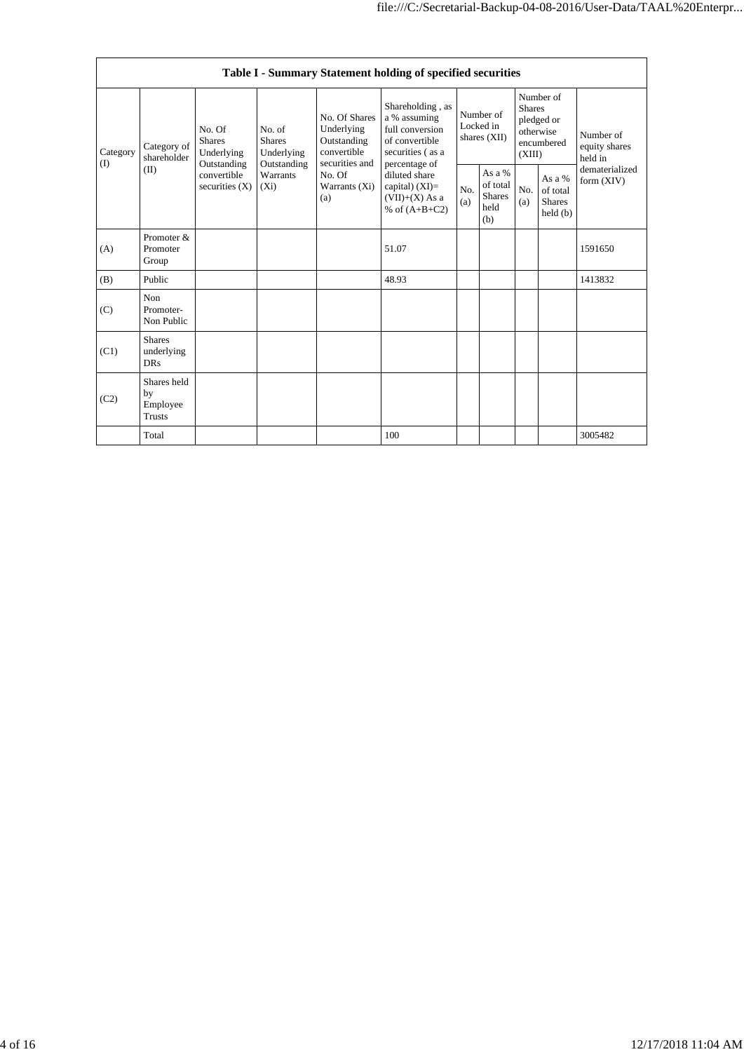| Table I - Summary Statement holding of specified securities | | | | | | | | | | |
|---|---|---|---|---|---|---|---|---|---|---|
| Category (I) | Category of shareholder (II) | No. Of Shares Underlying Outstanding convertible securities (X) | No. of Shares Underlying Outstanding Warrants (Xi) | No. Of Shares Underlying Outstanding convertible securities and No. Of Warrants (Xi) (a) | Shareholding , as a % assuming full conversion of convertible securities ( as a percentage of diluted share capital) (XI)= (VII)+(X) As a % of (A+B+C2) | Number of Locked in shares (XII) | | Number of Shares pledged or otherwise encumbered (XIII) | | Number of equity shares held in dematerialized form (XIV) |
| | | | | | | No. (a) | As a % of total Shares held (b) | No. (a) | As a % of total Shares held (b) | |
| (A) | Promoter & Promoter Group | | | | 51.07 | | | | | 1591650 |
| (B) | Public | | | | 48.93 | | | | | 1413832 |
| (C) | Non Promoter- Non Public | | | | | | | | | |
| (C1) | Shares underlying DRs | | | | | | | | | |
| (C2) | Shares held by Employee Trusts | | | | | | | | | |
| | Total | | | | 100 | | | | | 3005482 |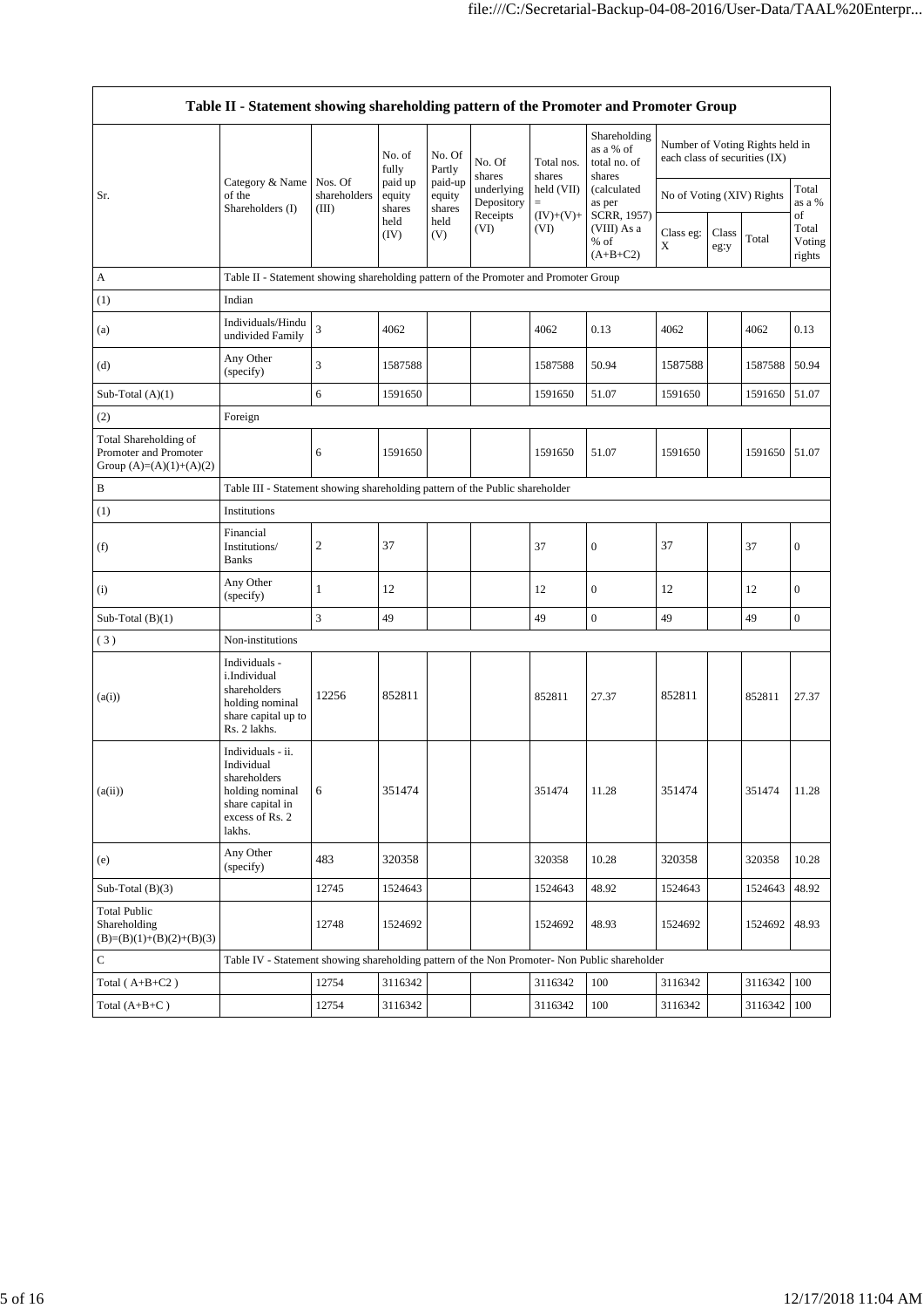| Table II - Statement showing shareholding pattern of the Promoter and Promoter Group | | | | | | | | | | | |
|---|---|---|---|---|---|---|---|---|---|---|---|
| Sr. | Category & Name of the Shareholders (I) | Nos. Of shareholders (III) | No. of fully paid up equity shares held (IV) | No. Of Partly paid-up equity shares held (V) | No. Of shares underlying Depository Receipts (VI) | Total nos. shares held (VII) = (IV)+(V)+ (VI) | Shareholding as a % of total no. of shares (calculated as per SCRR, 1957) (VIII) As a % of (A+B+C2) | Number of Voting Rights held in each class of securities (IX) | | | |
| | | | | | | | | No of Voting (XIV) Rights | | | Total as a % of Total Voting rights |
| | | | | | | | | Class eg: X | Class eg:y | Total | |
| A | Table II - Statement showing shareholding pattern of the Promoter and Promoter Group | | | | | | | | | | |
| (1) | Indian | | | | | | | | | | |
| (a) | Individuals/Hindu undivided Family | 3 | 4062 | | | 4062 | 0.13 | 4062 | | 4062 | 0.13 |
| (d) | Any Other (specify) | 3 | 1587588 | | | 1587588 | 50.94 | 1587588 | | 1587588 | 50.94 |
| Sub-Total (A)(1) | | 6 | 1591650 | | | 1591650 | 51.07 | 1591650 | | 1591650 | 51.07 |
| (2) | Foreign | | | | | | | | | | |
| Total Shareholding of Promoter and Promoter Group (A)=(A)(1)+(A)(2) | | 6 | 1591650 | | | 1591650 | 51.07 | 1591650 | | 1591650 | 51.07 |
| B | Table III - Statement showing shareholding pattern of the Public shareholder | | | | | | | | | | |
| (1) | Institutions | | | | | | | | | | |
| (f) | Financial Institutions/ Banks | 2 | 37 | | | 37 | 0 | 37 | | 37 | 0 |
| (i) | Any Other (specify) | 1 | 12 | | | 12 | 0 | 12 | | 12 | 0 |
| Sub-Total (B)(1) | | 3 | 49 | | | 49 | 0 | 49 | | 49 | 0 |
| ( 3 ) | Non-institutions | | | | | | | | | | |
| (a(i)) | Individuals - i.Individual shareholders holding nominal share capital up to Rs. 2 lakhs. | 12256 | 852811 | | | 852811 | 27.37 | 852811 | | 852811 | 27.37 |
| (a(ii)) | Individuals - ii. Individual shareholders holding nominal share capital in excess of Rs. 2 lakhs. | 6 | 351474 | | | 351474 | 11.28 | 351474 | | 351474 | 11.28 |
| (e) | Any Other (specify) | 483 | 320358 | | | 320358 | 10.28 | 320358 | | 320358 | 10.28 |
| Sub-Total (B)(3) | | 12745 | 1524643 | | | 1524643 | 48.92 | 1524643 | | 1524643 | 48.92 |
| Total Public Shareholding (B)=(B)(1)+(B)(2)+(B)(3) | | 12748 | 1524692 | | | 1524692 | 48.93 | 1524692 | | 1524692 | 48.93 |
| C | Table IV - Statement showing shareholding pattern of the Non Promoter- Non Public shareholder | | | | | | | | | | |
| Total ( A+B+C2 ) | | 12754 | 3116342 | | | 3116342 | 100 | 3116342 | | 3116342 | 100 |
| Total (A+B+C ) | | 12754 | 3116342 | | | 3116342 | 100 | 3116342 | | 3116342 | 100 |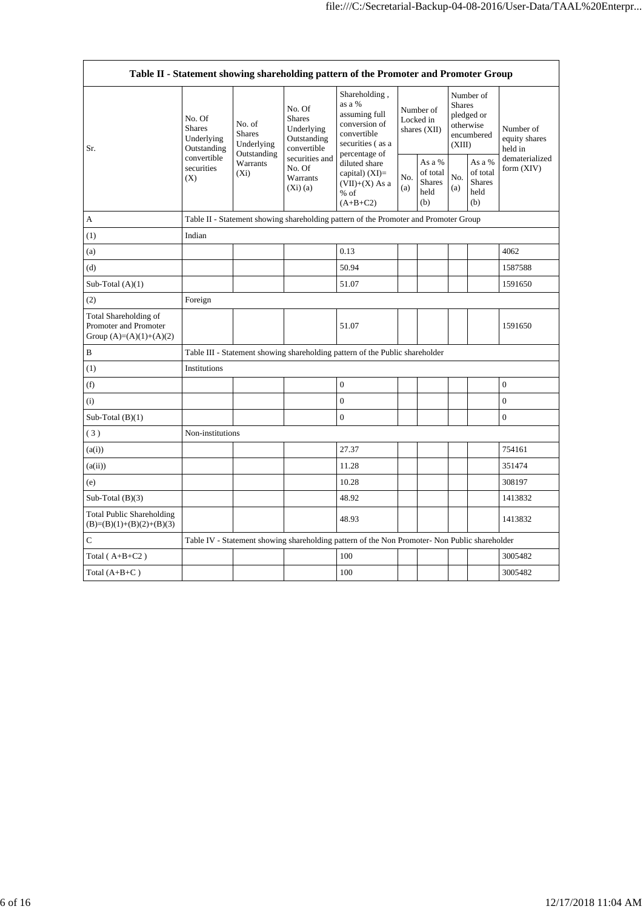| Table II - Statement showing shareholding pattern of the Promoter and Promoter Group | | | | | | | | | |
|---|---|---|---|---|---|---|---|---|---|
| Sr. | No. Of Shares Underlying Outstanding convertible securities (X) | No. of Shares Underlying Outstanding Warrants (Xi) | No. Of Shares Underlying Outstanding convertible securities and No. Of Warrants (Xi) (a) | Shareholding , as a % assuming full conversion of convertible securities ( as a percentage of diluted share capital) (XI)= (VII)+(X) As a % of (A+B+C2) | Number of Locked in shares (XII) | | Number of Shares pledged or otherwise encumbered (XIII) | | Number of equity shares held in dematerialized form (XIV) |
| | | | | | No. (a) | As a % of total Shares held (b) | No. (a) | As a % of total Shares held (b) | |
| A | Table II - Statement showing shareholding pattern of the Promoter and Promoter Group | | | | | | | | |
| (1) | Indian | | | | | | | | |
| (a) | | | | 0.13 | | | | | 4062 |
| (d) | | | | 50.94 | | | | | 1587588 |
| Sub-Total (A)(1) | | | | 51.07 | | | | | 1591650 |
| (2) | Foreign | | | | | | | | |
| Total Shareholding of Promoter and Promoter Group (A)=(A)(1)+(A)(2) | | | | 51.07 | | | | | 1591650 |
| B | Table III - Statement showing shareholding pattern of the Public shareholder | | | | | | | | |
| (1) | Institutions | | | | | | | | |
| (f) | | | | 0 | | | | | 0 |
| (i) | | | | 0 | | | | | 0 |
| Sub-Total (B)(1) | | | | 0 | | | | | 0 |
| ( 3 ) | Non-institutions | | | | | | | | |
| (a(i)) | | | | 27.37 | | | | | 754161 |
| (a(ii)) | | | | 11.28 | | | | | 351474 |
| (e) | | | | 10.28 | | | | | 308197 |
| Sub-Total (B)(3) | | | | 48.92 | | | | | 1413832 |
| Total Public Shareholding (B)=(B)(1)+(B)(2)+(B)(3) | | | | 48.93 | | | | | 1413832 |
| C | Table IV - Statement showing shareholding pattern of the Non Promoter- Non Public shareholder | | | | | | | | |
| Total ( A+B+C2 ) | | | | 100 | | | | | 3005482 |
| Total (A+B+C ) | | | | 100 | | | | | 3005482 |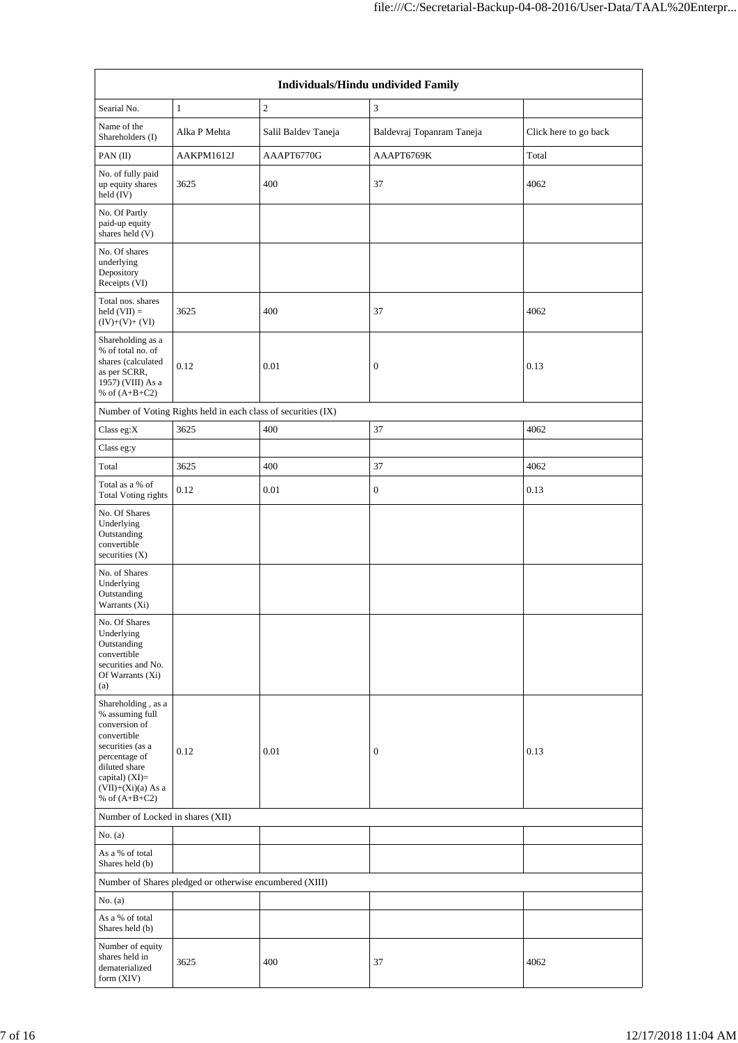| Individuals/Hindu undivided Family | | | | |
|---|---|---|---|---|
| Searial No. | 1 | 2 | 3 | |
| Name of the Shareholders (I) | Alka P Mehta | Salil Baldev Taneja | Baldevraj Topanram Taneja | Click here to go back |
| PAN (II) | AAKPM1612J | AAAPT6770G | AAAPT6769K | Total |
| No. of fully paid up equity shares held (IV) | 3625 | 400 | 37 | 4062 |
| No. Of Partly paid-up equity shares held (V) | | | | |
| No. Of shares underlying Depository Receipts (VI) | | | | |
| Total nos. shares held (VII) = (IV)+(V)+ (VI) | 3625 | 400 | 37 | 4062 |
| Shareholding as a % of total no. of shares (calculated as per SCRR, 1957) (VIII) As a % of (A+B+C2) | 0.12 | 0.01 | 0 | 0.13 |
| Number of Voting Rights held in each class of securities (IX) | | | | |
| Class eg:X | 3625 | 400 | 37 | 4062 |
| Class eg:y | | | | |
| Total | 3625 | 400 | 37 | 4062 |
| Total as a % of Total Voting rights | 0.12 | 0.01 | 0 | 0.13 |
| No. Of Shares Underlying Outstanding convertible securities (X) | | | | |
| No. of Shares Underlying Outstanding Warrants (Xi) | | | | |
| No. Of Shares Underlying Outstanding convertible securities and No. Of Warrants (Xi) (a) | | | | |
| Shareholding , as a % assuming full conversion of convertible securities (as a percentage of diluted share capital) (XI)= (VII)+(Xi)(a) As a % of (A+B+C2) | 0.12 | 0.01 | 0 | 0.13 |
| Number of Locked in shares (XII) | | | | |
| No. (a) | | | | |
| As a % of total Shares held (b) | | | | |
| Number of Shares pledged or otherwise encumbered (XIII) | | | | |
| No. (a) | | | | |
| As a % of total Shares held (b) | | | | |
| Number of equity shares held in dematerialized form (XIV) | 3625 | 400 | 37 | 4062 |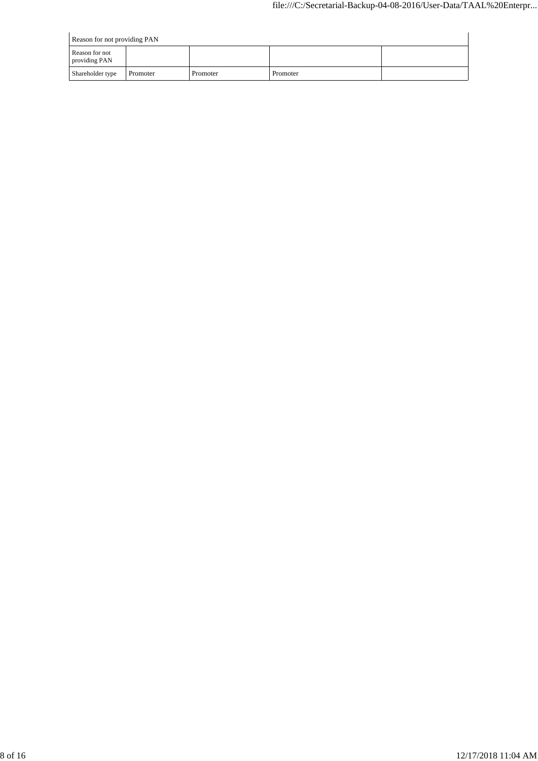| Reason for not providing PAN | | | | |
|---|---|---|---|---|
| Reason for not providing PAN | | | | |
| Shareholder type | Promoter | Promoter | Promoter | |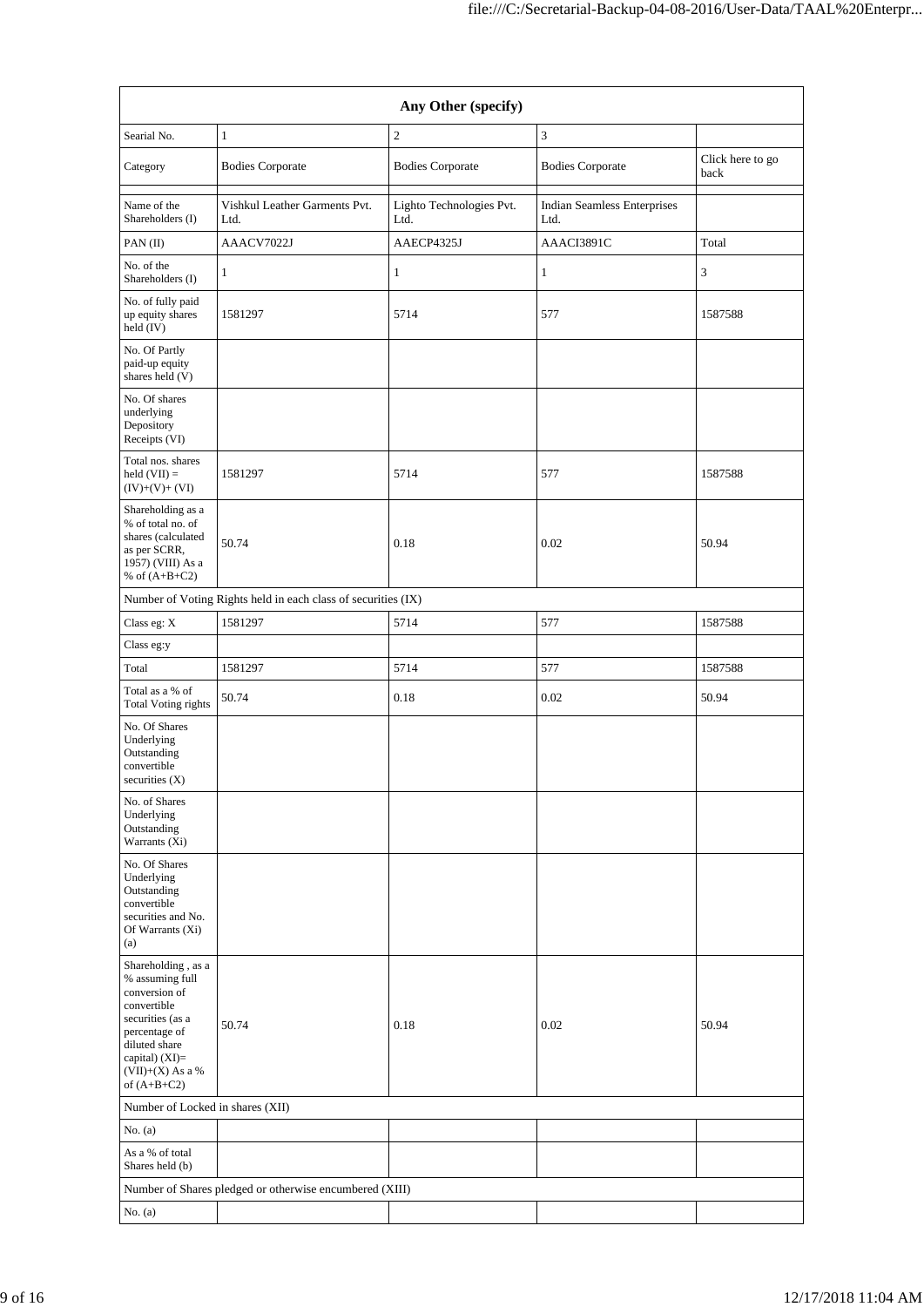| Any Other (specify) | | | | |
|---|---|---|---|---|
| Searial No. | 1 | 2 | 3 | |
| Category | Bodies Corporate | Bodies Corporate | Bodies Corporate | Click here to go back |
| | | | | |
| Name of the Shareholders (I) | Vishkul Leather Garments Pvt. Ltd. | Lighto Technologies Pvt. Ltd. | Indian Seamless Enterprises Ltd. | |
| PAN (II) | AAACV7022J | AAECP4325J | AAACI3891C | Total |
| No. of the Shareholders (I) | 1 | 1 | 1 | 3 |
| No. of fully paid up equity shares held (IV) | 1581297 | 5714 | 577 | 1587588 |
| No. Of Partly paid-up equity shares held (V) | | | | |
| No. Of shares underlying Depository Receipts (VI) | | | | |
| Total nos. shares held (VII) = (IV)+(V)+ (VI) | 1581297 | 5714 | 577 | 1587588 |
| Shareholding as a % of total no. of shares (calculated as per SCRR, 1957) (VIII) As a % of (A+B+C2) | 50.74 | 0.18 | 0.02 | 50.94 |
| Number of Voting Rights held in each class of securities (IX) | | | | |
| Class eg: X | 1581297 | 5714 | 577 | 1587588 |
| Class eg:y | | | | |
| Total | 1581297 | 5714 | 577 | 1587588 |
| Total as a % of Total Voting rights | 50.74 | 0.18 | 0.02 | 50.94 |
| No. Of Shares Underlying Outstanding convertible securities (X) | | | | |
| No. of Shares Underlying Outstanding Warrants (Xi) | | | | |
| No. Of Shares Underlying Outstanding convertible securities and No. Of Warrants (Xi) (a) | | | | |
| Shareholding , as a % assuming full conversion of convertible securities (as a percentage of diluted share capital) (XI)= (VII)+(X) As a % of (A+B+C2) | 50.74 | 0.18 | 0.02 | 50.94 |
| Number of Locked in shares (XII) | | | | |
| No. (a) | | | | |
| As a % of total Shares held (b) | | | | |
| Number of Shares pledged or otherwise encumbered (XIII) | | | | |
| No. (a) | | | | |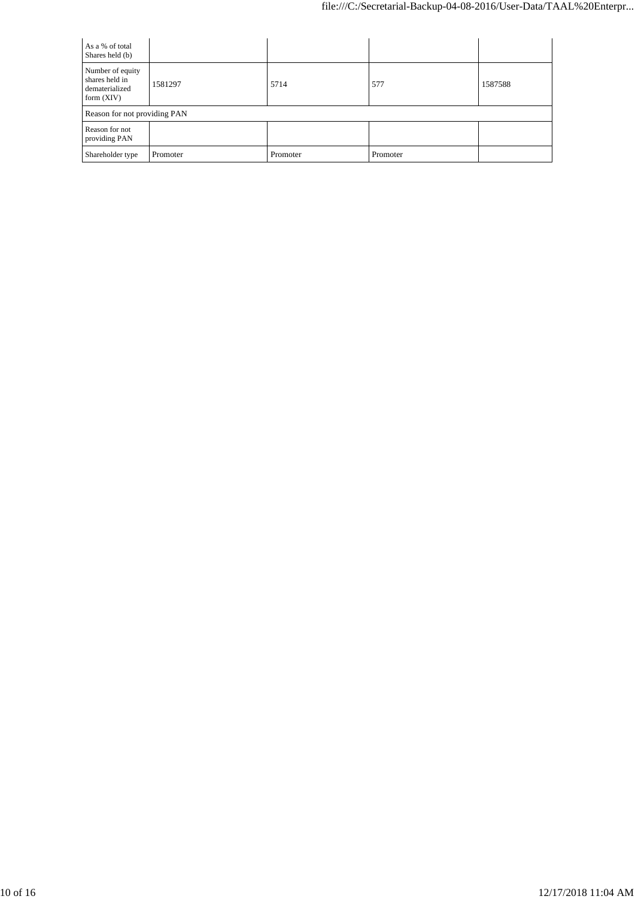| As a % of total Shares held (b) | | | | |
|---|---|---|---|---|
| Number of equity shares held in dematerialized form (XIV) | 1581297 | 5714 | 577 | 1587588 |
| Reason for not providing PAN | | | | |
| Reason for not providing PAN | | | | |
| Shareholder type | Promoter | Promoter | Promoter | |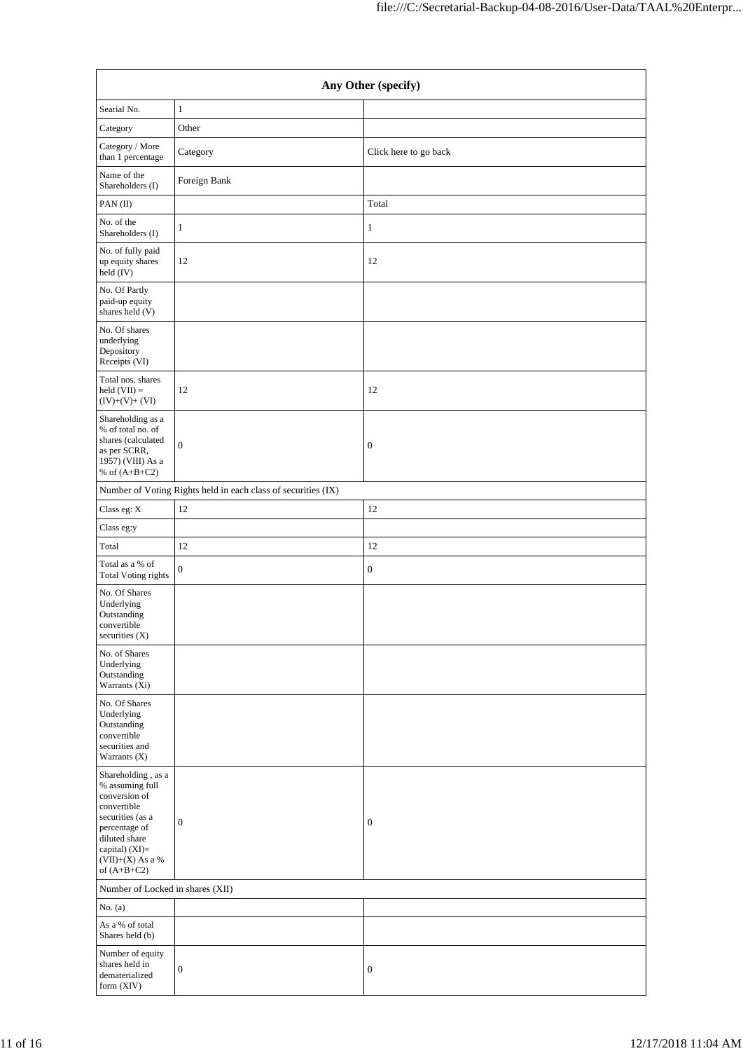| Any Other (specify) | | |
|---|---|---|
| Searial No. | 1 | |
| Category | Other | |
| Category / More than 1 percentage | Category | Click here to go back |
| Name of the Shareholders (I) | Foreign Bank | |
| PAN (II) | | Total |
| No. of the Shareholders (I) | 1 | 1 |
| No. of fully paid up equity shares held (IV) | 12 | 12 |
| No. Of Partly paid-up equity shares held (V) | | |
| No. Of shares underlying Depository Receipts (VI) | | |
| Total nos. shares held (VII) = (IV)+(V)+ (VI) | 12 | 12 |
| Shareholding as a % of total no. of shares (calculated as per SCRR, 1957) (VIII) As a % of (A+B+C2) | 0 | 0 |
| Number of Voting Rights held in each class of securities (IX) | | |
| Class eg: X | 12 | 12 |
| Class eg:y | | |
| Total | 12 | 12 |
| Total as a % of Total Voting rights | 0 | 0 |
| No. Of Shares Underlying Outstanding convertible securities (X) | | |
| No. of Shares Underlying Outstanding Warrants (Xi) | | |
| No. Of Shares Underlying Outstanding convertible securities and Warrants (X) | | |
| Shareholding , as a % assuming full conversion of convertible securities (as a percentage of diluted share capital) (XI)= (VII)+(X) As a % of (A+B+C2) | 0 | 0 |
| Number of Locked in shares (XII) | | |
| No. (a) | | |
| As a % of total Shares held (b) | | |
| Number of equity shares held in dematerialized form (XIV) | 0 | 0 |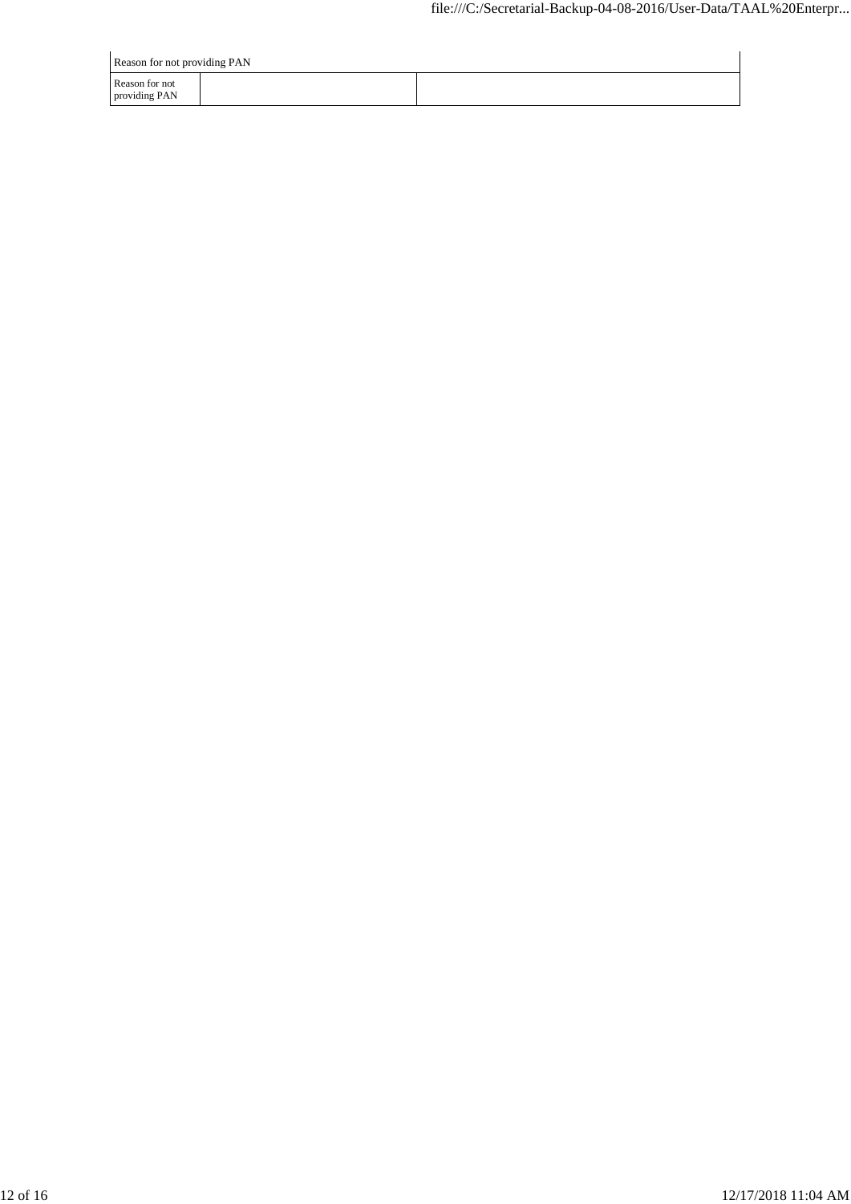| Reason for not providing PAN | | |
|---|---|---|
| Reason for not providing PAN | | |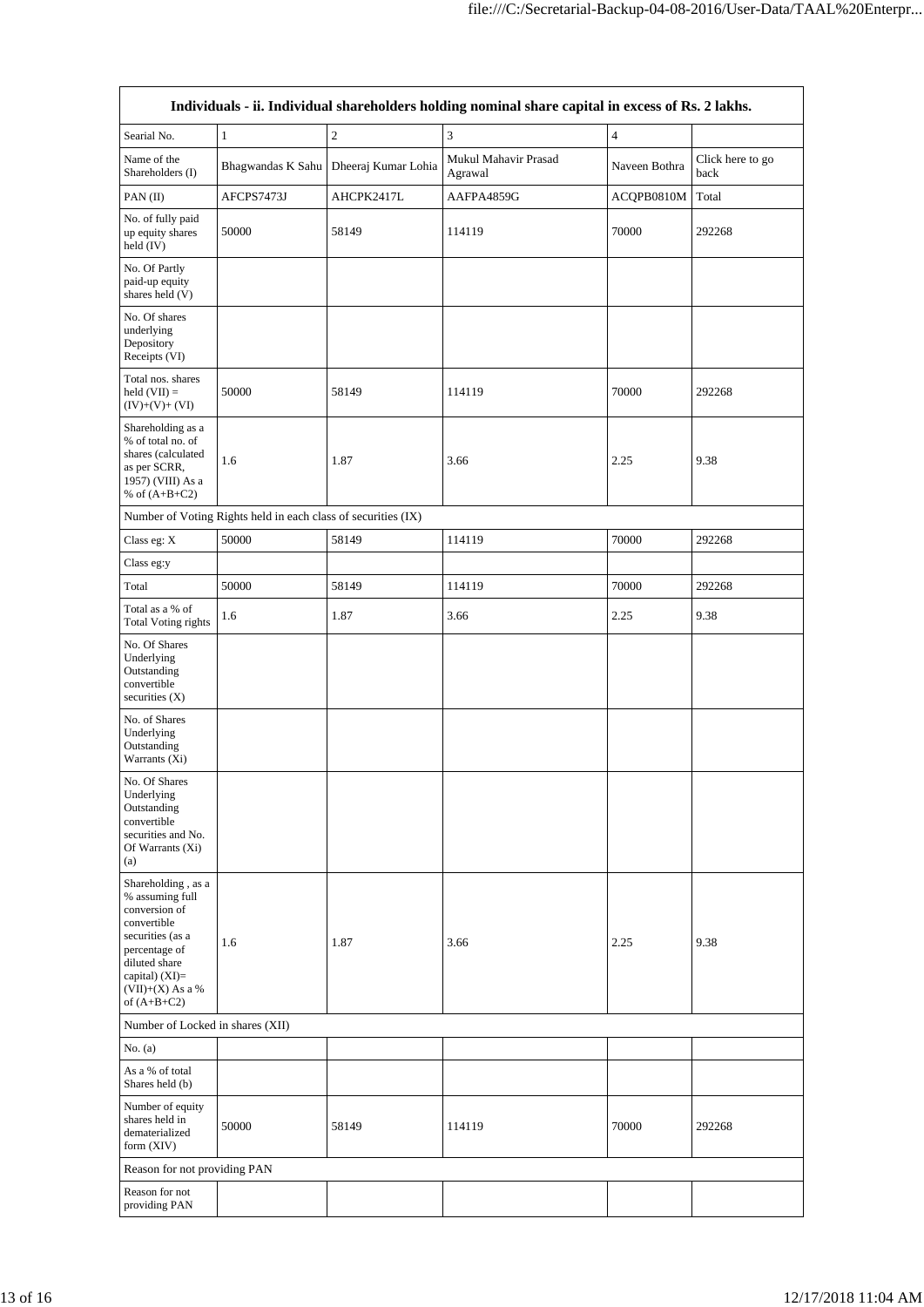| Individuals - ii. Individual shareholders holding nominal share capital in excess of Rs. 2 lakhs. | | | | | |
|---|---|---|---|---|---|
| Searial No. | 1 | 2 | 3 | 4 | |
| Name of the Shareholders (I) | Bhagwandas K Sahu | Dheeraj Kumar Lohia | Mukul Mahavir Prasad Agrawal | Naveen Bothra | Click here to go back |
| PAN (II) | AFCPS7473J | AHCPK2417L | AAFPA4859G | ACQPB0810M | Total |
| No. of fully paid up equity shares held (IV) | 50000 | 58149 | 114119 | 70000 | 292268 |
| No. Of Partly paid-up equity shares held (V) | | | | | |
| No. Of shares underlying Depository Receipts (VI) | | | | | |
| Total nos. shares held (VII) = (IV)+(V)+ (VI) | 50000 | 58149 | 114119 | 70000 | 292268 |
| Shareholding as a % of total no. of shares (calculated as per SCRR, 1957) (VIII) As a % of (A+B+C2) | 1.6 | 1.87 | 3.66 | 2.25 | 9.38 |
| Number of Voting Rights held in each class of securities (IX) | | | | | |
| Class eg: X | 50000 | 58149 | 114119 | 70000 | 292268 |
| Class eg:y | | | | | |
| Total | 50000 | 58149 | 114119 | 70000 | 292268 |
| Total as a % of Total Voting rights | 1.6 | 1.87 | 3.66 | 2.25 | 9.38 |
| No. Of Shares Underlying Outstanding convertible securities (X) | | | | | |
| No. of Shares Underlying Outstanding Warrants (Xi) | | | | | |
| No. Of Shares Underlying Outstanding convertible securities and No. Of Warrants (Xi) (a) | | | | | |
| Shareholding , as a % assuming full conversion of convertible securities (as a percentage of diluted share capital) (XI)= (VII)+(X) As a % of (A+B+C2) | 1.6 | 1.87 | 3.66 | 2.25 | 9.38 |
| Number of Locked in shares (XII) | | | | | |
| No. (a) | | | | | |
| As a % of total Shares held (b) | | | | | |
| Number of equity shares held in dematerialized form (XIV) | 50000 | 58149 | 114119 | 70000 | 292268 |
| Reason for not providing PAN | | | | | |
| Reason for not providing PAN | | | | | |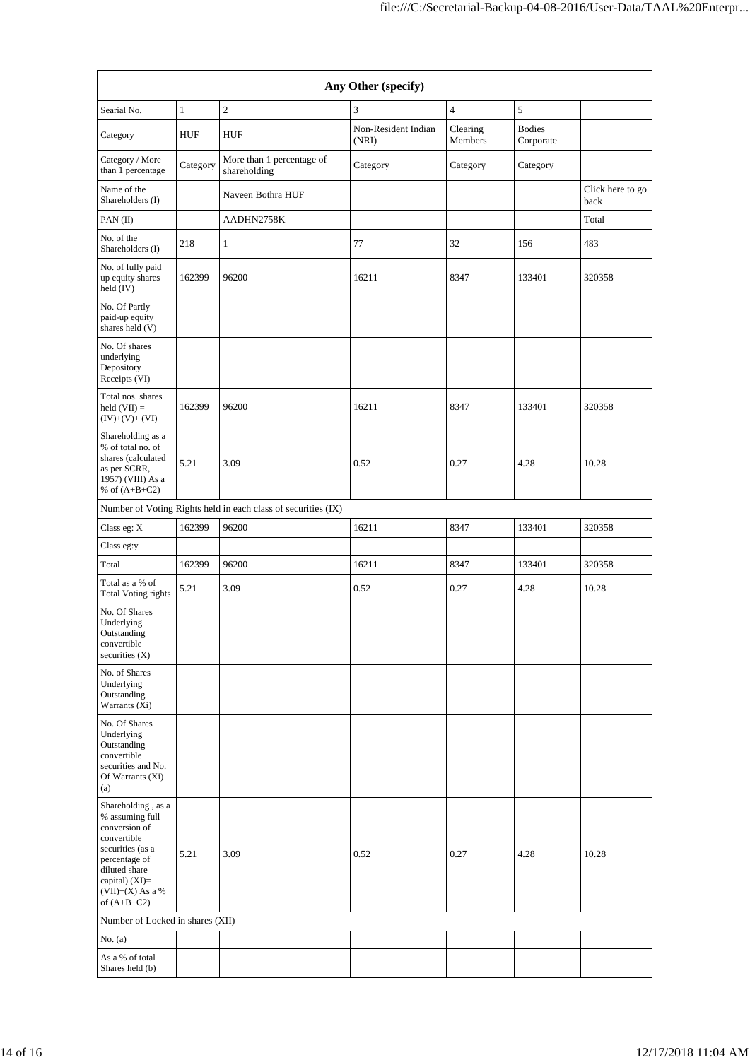| Any Other (specify) | | | | | | |
|---|---|---|---|---|---|---|
| Searial No. | 1 | 2 | 3 | 4 | 5 | |
| Category | HUF | HUF | Non-Resident Indian (NRI) | Clearing Members | Bodies Corporate | |
| Category / More than 1 percentage | Category | More than 1 percentage of shareholding | Category | Category | Category | |
| Name of the Shareholders (I) | | Naveen Bothra HUF | | | | Click here to go back |
| PAN (II) | | AADHN2758K | | | | Total |
| No. of the Shareholders (I) | 218 | 1 | 77 | 32 | 156 | 483 |
| No. of fully paid up equity shares held (IV) | 162399 | 96200 | 16211 | 8347 | 133401 | 320358 |
| No. Of Partly paid-up equity shares held (V) | | | | | | |
| No. Of shares underlying Depository Receipts (VI) | | | | | | |
| Total nos. shares held (VII) = (IV)+(V)+ (VI) | 162399 | 96200 | 16211 | 8347 | 133401 | 320358 |
| Shareholding as a % of total no. of shares (calculated as per SCRR, 1957) (VIII) As a % of (A+B+C2) | 5.21 | 3.09 | 0.52 | 0.27 | 4.28 | 10.28 |
| Number of Voting Rights held in each class of securities (IX) | | | | | | |
| Class eg: X | 162399 | 96200 | 16211 | 8347 | 133401 | 320358 |
| Class eg:y | | | | | | |
| Total | 162399 | 96200 | 16211 | 8347 | 133401 | 320358 |
| Total as a % of Total Voting rights | 5.21 | 3.09 | 0.52 | 0.27 | 4.28 | 10.28 |
| No. Of Shares Underlying Outstanding convertible securities (X) | | | | | | |
| No. of Shares Underlying Outstanding Warrants (Xi) | | | | | | |
| No. Of Shares Underlying Outstanding convertible securities and No. Of Warrants (Xi) (a) | | | | | | |
| Shareholding , as a % assuming full conversion of convertible securities (as a percentage of diluted share capital) (XI)= (VII)+(X) As a % of (A+B+C2) | 5.21 | 3.09 | 0.52 | 0.27 | 4.28 | 10.28 |
| Number of Locked in shares (XII) | | | | | | |
| No. (a) | | | | | | |
| As a % of total Shares held (b) | | | | | | |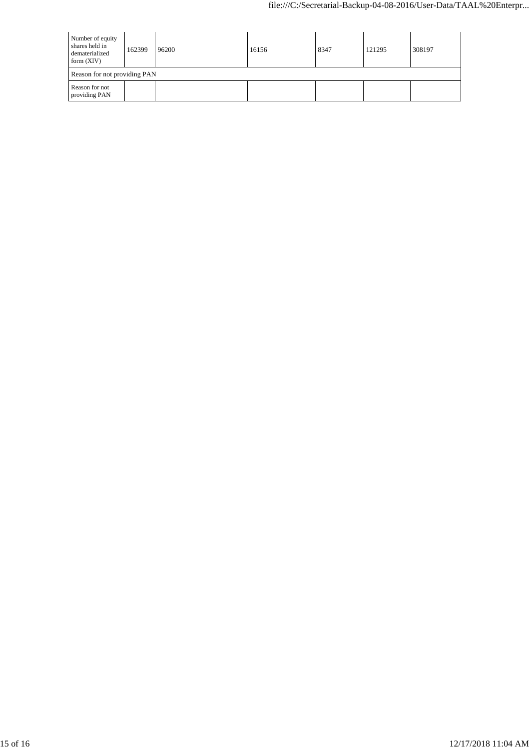| Number of equity shares held in dematerialized form (XIV) | 162399 | 96200 | 16156 | 8347 | 121295 | 308197 |
|---|---|---|---|---|---|---|
| Reason for not providing PAN | | | | | | |
| Reason for not providing PAN | | | | | | |